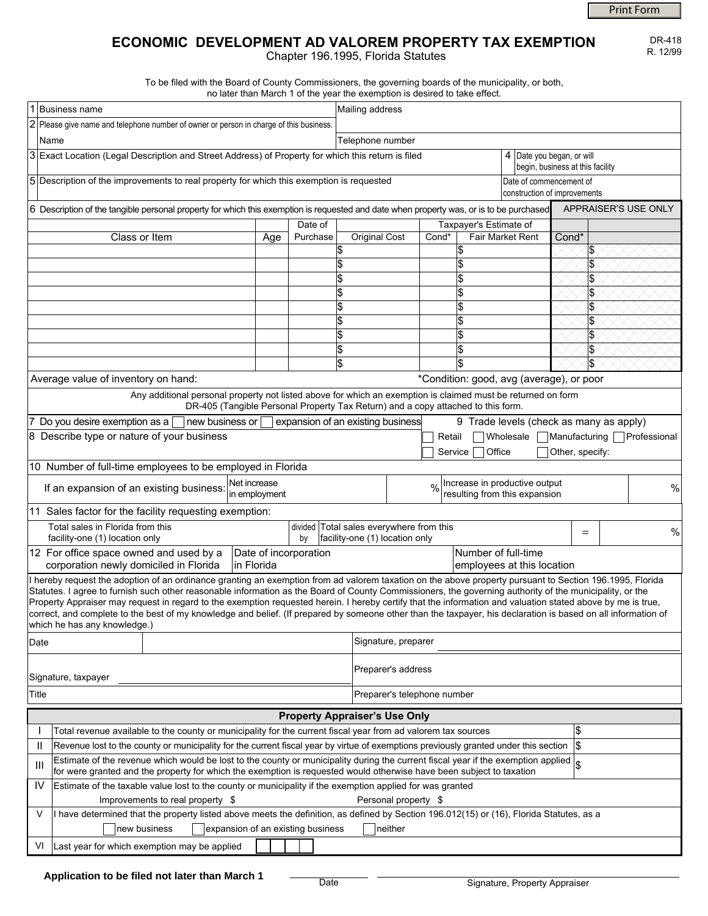Print Form

DR-418
R. 12/99

# ECONOMIC DEVELOPMENT AD VALOREM PROPERTY TAX EXEMPTION

Chapter 196.1995, Florida Statutes

To be filed with the Board of County Commissioners, the governing boards of the municipality, or both, no later than March 1 of the year the exemption is desired to take effect.

| | |
|---|---|
| 1 Business name | Mailing address |
| 2 Please give name and telephone number of owner or person in charge of this business. | |
| Name | Telephone number |
| 3 Exact Location (Legal Description and Street Address) of Property for which this return is filed | 4 Date you began, or will begin, business at this facility |
| 5 Description of the improvements to real property for which this exemption is requested | Date of commencement of construction of improvements |

6 Description of the tangible personal property for which this exemption is requested and date when property was, or is to be purchased

| Class or Item | Age | Date of Purchase | Original Cost | Taxpayer's Estimate of Cond* | Taxpayer's Estimate of Fair Market Rent | APPRAISER'S USE ONLY Cond* | APPRAISER'S USE ONLY |
|---|---|---|---|---|---|---|---|
| | | | $ | | $ | | $ |
| | | | $ | | $ | | $ |
| | | | $ | | $ | | $ |
| | | | $ | | $ | | $ |
| | | | $ | | $ | | $ |
| | | | $ | | $ | | $ |
| | | | $ | | $ | | $ |
| | | | $ | | $ | | $ |
| | | | $ | | $ | | $ |

Average value of inventory on hand: *Condition: good, avg (average), or poor

Any additional personal property not listed above for which an exemption is claimed must be returned on form DR-405 (Tangible Personal Property Tax Return) and a copy attached to this form.

7 Do you desire exemption as a ☐ new business or ☐ expansion of an existing business

8 Describe type or nature of your business

9 Trade levels (check as many as apply)
☐ Retail ☐ Wholesale ☐ Manufacturing ☐ Professional
☐ Service ☐ Office ☐ Other, specify:

10 Number of full-time employees to be employed in Florida

If an expansion of an existing business: Net increase in employment ______ % Increase in productive output resulting from this expansion ______ %

11 Sales factor for the facility requesting exemption:

Total sales in Florida from this facility-one (1) location only ______ divided by Total sales everywhere from this facility-one (1) location only ______ = ______ %

| 12 For office space owned and used by a corporation newly domiciled in Florida | Date of incorporation in Florida | Number of full-time employees at this location |
|---|---|---|
| | | |

I hereby request the adoption of an ordinance granting an exemption from ad valorem taxation on the above property pursuant to Section 196.1995, Florida Statutes. I agree to furnish such other reasonable information as the Board of County Commissioners, the governing authority of the municipality, or the Property Appraiser may request in regard to the exemption requested herein. I hereby certify that the information and valuation stated above by me is true, correct, and complete to the best of my knowledge and belief. (If prepared by someone other than the taxpayer, his declaration is based on all information of which he has any knowledge.)

| | |
|---|---|
| Date | Signature, preparer |
| Signature, taxpayer | Preparer's address |
| Title | Preparer's telephone number |

## Property Appraiser's Use Only

| | | |
|---|---|---|
| I | Total revenue available to the county or municipality for the current fiscal year from ad valorem tax sources | $ |
| II | Revenue lost to the county or municipality for the current fiscal year by virtue of exemptions previously granted under this section | $ |
| III | Estimate of the revenue which would be lost to the county or municipality during the current fiscal year if the exemption applied for were granted and the property for which the exemption is requested would otherwise have been subject to taxation | $ |
| IV | Estimate of the taxable value lost to the county or municipality if the exemption applied for was granted<br>Improvements to real property $ Personal property $ | |
| V | I have determined that the property listed above meets the definition, as defined by Section 196.012(15) or (16), Florida Statutes, as a<br>☐ new business ☐ expansion of an existing business ☐ neither | |
| VI | Last year for which exemption may be applied | |

**Application to be filed not later than March 1**

Date ______ Signature, Property Appraiser ______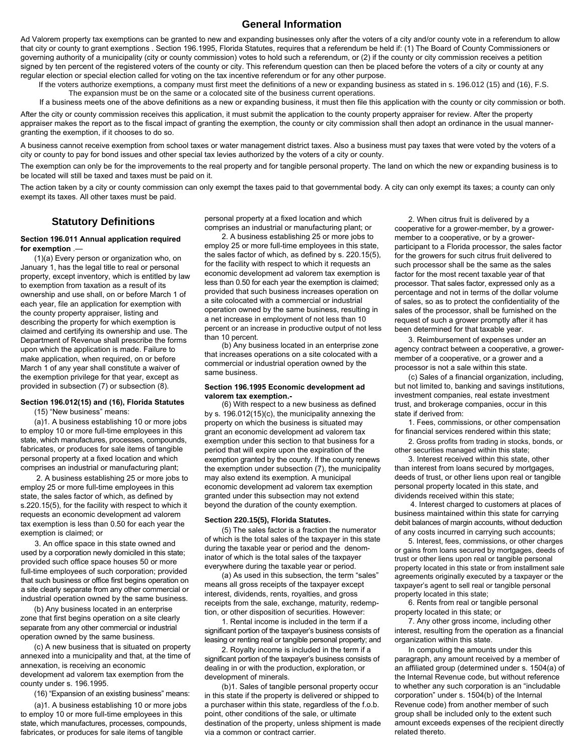# General Information

Ad Valorem property tax exemptions can be granted to new and expanding businesses only after the voters of a city and/or county vote in a referendum to allow that city or county to grant exemptions . Section 196.1995, Florida Statutes, requires that a referendum be held if: (1) The Board of County Commissioners or governing authority of a municipality (city or county commission) votes to hold such a referendum, or (2) if the county or city commission receives a petition signed by ten percent of the registered voters of the county or city. This referendum question can then be placed before the voters of a city or county at any regular election or special election called for voting on the tax incentive referendum or for any other purpose.

If the voters authorize exemptions, a company must first meet the definitions of a new or expanding business as stated in s. 196.012 (15) and (16), F.S. The expansion must be on the same or a colocated site of the business current operations.

If a business meets one of the above definitions as a new or expanding business, it must then file this application with the county or city commission or both.

After the city or county commission receives this application, it must submit the application to the county property appraiser for review. After the property appraiser makes the report as to the fiscal impact of granting the exemption, the county or city commission shall then adopt an ordinance in the usual manner-granting the exemption, if it chooses to do so.

A business cannot receive exemption from school taxes or water management district taxes. Also a business must pay taxes that were voted by the voters of a city or county to pay for bond issues and other special tax levies authorized by the voters of a city or county.

The exemption can only be for the improvements to the real property and for tangible personal property. The land on which the new or expanding business is to be located will still be taxed and taxes must be paid on it.

The action taken by a city or county commission can only exempt the taxes paid to that governmental body. A city can only exempt its taxes; a county can only exempt its taxes. All other taxes must be paid.

## Statutory Definitions

**Section 196.011 Annual application required for exemption** .—

(1)(a) Every person or organization who, on January 1, has the legal title to real or personal property, except inventory, which is entitled by law to exemption from taxation as a result of its ownership and use shall, on or before March 1 of each year, file an application for exemption with the county property appraiser, listing and describing the property for which exemption is claimed and certifying its ownership and use. The Department of Revenue shall prescribe the forms upon which the application is made. Failure to make application, when required, on or before March 1 of any year shall constitute a waiver of the exemption privilege for that year, except as provided in subsection (7) or subsection (8).

**Section 196.012(15) and (16), Florida Statutes**

(15) "New business" means:

(a)1. A business establishing 10 or more jobs to employ 10 or more full-time employees in this state, which manufactures, processes, compounds, fabricates, or produces for sale items of tangible personal property at a fixed location and which comprises an industrial or manufacturing plant;

2. A business establishing 25 or more jobs to employ 25 or more full-time employees in this state, the sales factor of which, as defined by s.220.15(5), for the facility with respect to which it requests an economic development ad valorem tax exemption is less than 0.50 for each year the exemption is claimed; or

3. An office space in this state owned and used by a corporation newly domiciled in this state; provided such office space houses 50 or more full-time employees of such corporation; provided that such business or office first begins operation on a site clearly separate from any other commercial or industrial operation owned by the same business.

(b) Any business located in an enterprise zone that first begins operation on a site clearly separate from any other commercial or industrial operation owned by the same business.

(c) A new business that is situated on property annexed into a municipality and that, at the time of annexation, is receiving an economic development ad valorem tax exemption from the county under s. 196.1995.

(16) "Expansion of an existing business" means:

(a)1. A business establishing 10 or more jobs to employ 10 or more full-time employees in this state, which manufactures, processes, compounds, fabricates, or produces for sale items of tangible personal property at a fixed location and which comprises an industrial or manufacturing plant; or

2. A business establishing 25 or more jobs to employ 25 or more full-time employees in this state, the sales factor of which, as defined by s. 220.15(5), for the facility with respect to which it requests an economic development ad valorem tax exemption is less than 0.50 for each year the exemption is claimed; provided that such business increases operation on a site colocated with a commercial or industrial operation owned by the same business, resulting in a net increase in employment of not less than 10 percent or an increase in productive output of not less than 10 percent.

(b) Any business located in an enterprise zone that increases operations on a site colocated with a commercial or industrial operation owned by the same business.

**Section 196.1995 Economic development ad valorem tax exemption.-**

(6) With respect to a new business as defined by s. 196.012(15)(c), the municipality annexing the property on which the business is situated may grant an economic development ad valorem tax exemption under this section to that business for a period that will expire upon the expiration of the exemption granted by the county. If the county renews the exemption under subsection (7), the municipality may also extend its exemption. A municipal economic development ad valorem tax exemption granted under this subsection may not extend beyond the duration of the county exemption.

**Section 220.15(5), Florida Statutes.**

(5) The sales factor is a fraction the numerator of which is the total sales of the taxpayer in this state during the taxable year or period and the denominator of which is the total sales of the taxpayer everywhere during the taxable year or period.

(a) As used in this subsection, the term "sales" means all gross receipts of the taxpayer except interest, dividends, rents, royalties, and gross receipts from the sale, exchange, maturity, redemption, or other disposition of securities. However:

1. Rental income is included in the term if a significant portion of the taxpayer's business consists of leasing or renting real or tangible personal property; and

2. Royalty income is included in the term if a significant portion of the taxpayer's business consists of dealing in or with the production, exploration, or development of minerals.

(b)1. Sales of tangible personal property occur in this state if the property is delivered or shipped to a purchaser within this state, regardless of the f.o.b. point, other conditions of the sale, or ultimate destination of the property, unless shipment is made via a common or contract carrier.

2. When citrus fruit is delivered by a cooperative for a grower-member, by a grower-member to a cooperative, or by a grower-participant to a Florida processor, the sales factor for the growers for such citrus fruit delivered to such processor shall be the same as the sales factor for the most recent taxable year of that processor. That sales factor, expressed only as a percentage and not in terms of the dollar volume of sales, so as to protect the confidentiality of the sales of the processor, shall be furnished on the request of such a grower promptly after it has been determined for that taxable year.

3. Reimbursement of expenses under an agency contract between a cooperative, a grower-member of a cooperative, or a grower and a processor is not a sale within this state.

(c) Sales of a financial organization, including, but not limited to, banking and savings institutions, investment companies, real estate investment trust, and brokerage companies, occur in this state if derived from:

1. Fees, commissions, or other compensation for financial services rendered within this state;

2. Gross profits from trading in stocks, bonds, or other securities managed within this state;

3. Interest received within this state, other than interest from loans secured by mortgages, deeds of trust, or other liens upon real or tangible personal property located in this state, and dividends received within this state;

4. Interest charged to customers at places of business maintained within this state for carrying debit balances of margin accounts, without deduction of any costs incurred in carrying such accounts;

5. Interest, fees, commissions, or other charges or gains from loans secured by mortgages, deeds of trust or other liens upon real or tangible personal property located in this state or from installment sale agreements originally executed by a taxpayer or the taxpayer's agent to sell real or tangible personal property located in this state;

6. Rents from real or tangible personal property located in this state; or

7. Any other gross income, including other interest, resulting from the operation as a financial organization within this state.

In computing the amounts under this paragraph, any amount received by a member of an affiliated group (determined under s. 1504(a) of the Internal Revenue code, but without reference to whether any such corporation is an "includable corporation" under s. 1504(b) of the Internal Revenue code) from another member of such group shall be included only to the extent such amount exceeds expenses of the recipient directly related thereto.